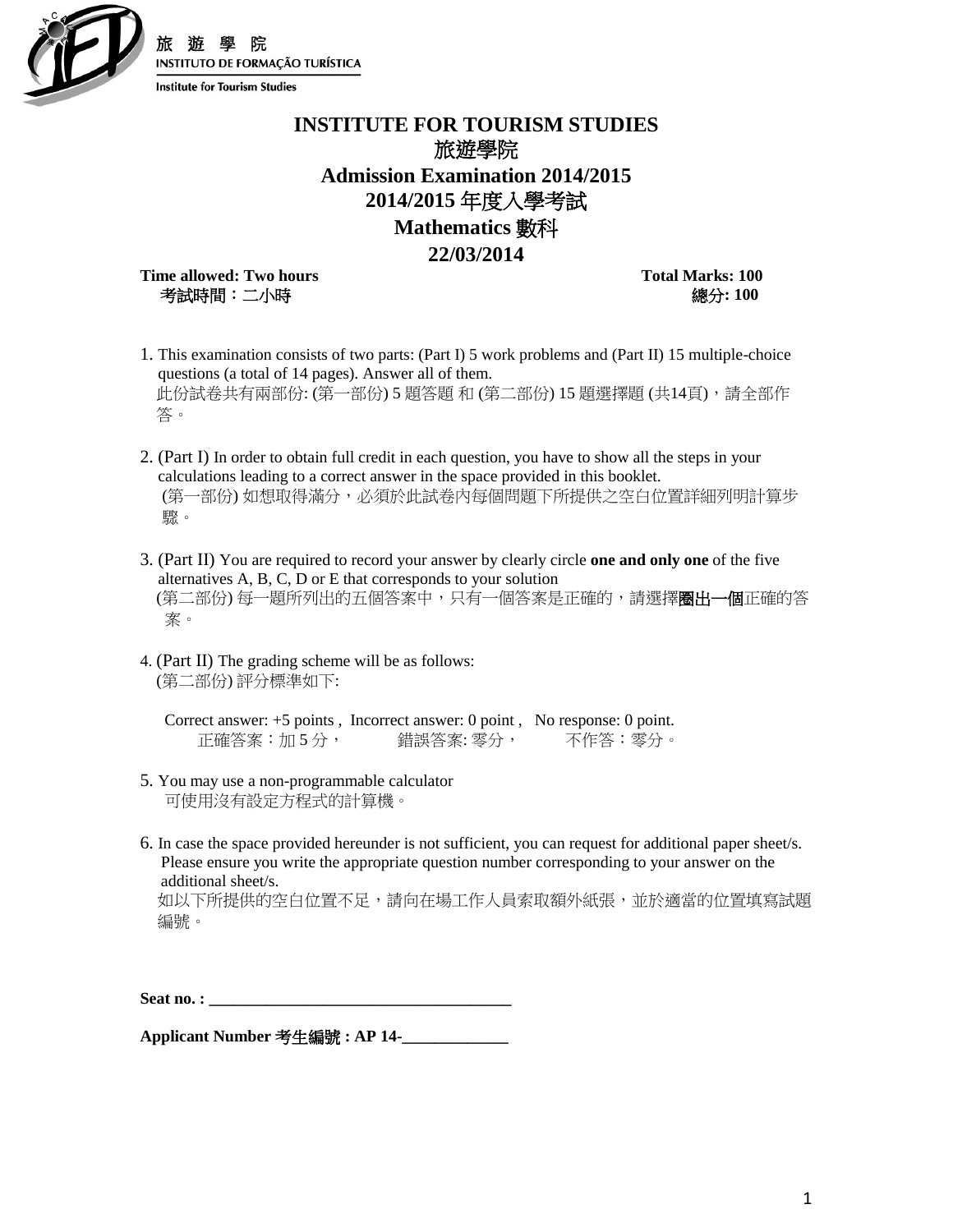旅 遊 學 院
INSTITUTO DE FORMAÇÃO TURÍSTICA
Institute for Tourism Studies

# INSTITUTE FOR TOURISM STUDIES

## 旅遊學院

## Admission Examination 2014/2015

## 2014/2015 年度入學考試

## Mathematics 數科

## 22/03/2014

**Time allowed: Two hours** **Total Marks: 100**

考試時間：二小時 總分: 100

1. This examination consists of two parts: (Part I) 5 work problems and (Part II) 15 multiple-choice questions (a total of 14 pages). Answer all of them.
   此份試卷共有兩部份: (第一部份) 5 題答題 和 (第二部份) 15 題選擇題 (共14頁)，請全部作答。

2. (Part I) In order to obtain full credit in each question, you have to show all the steps in your calculations leading to a correct answer in the space provided in this booklet.
   (第一部份) 如想取得滿分，必須於此試卷內每個問題下所提供之空白位置詳細列明計算步驟。

3. (Part II) You are required to record your answer by clearly circle **one and only one** of the five alternatives A, B, C, D or E that corresponds to your solution
   (第二部份) 每一題所列出的五個答案中，只有一個答案是正確的，請選擇**圈出一個**正確的答案。

4. (Part II) The grading scheme will be as follows:
   (第二部份) 評分標準如下:

   Correct answer: +5 points , Incorrect answer: 0 point , No response: 0 point.
   正確答案：加 5 分， 錯誤答案: 零分， 不作答：零分。

5. You may use a non-programmable calculator
   可使用沒有設定方程式的計算機。

6. In case the space provided hereunder is not sufficient, you can request for additional paper sheet/s. Please ensure you write the appropriate question number corresponding to your answer on the additional sheet/s.
   如以下所提供的空白位置不足，請向在場工作人員索取額外紙張，並於適當的位置填寫試題編號。

**Seat no. : ___________________________________**

**Applicant Number 考生編號 : AP 14-____________**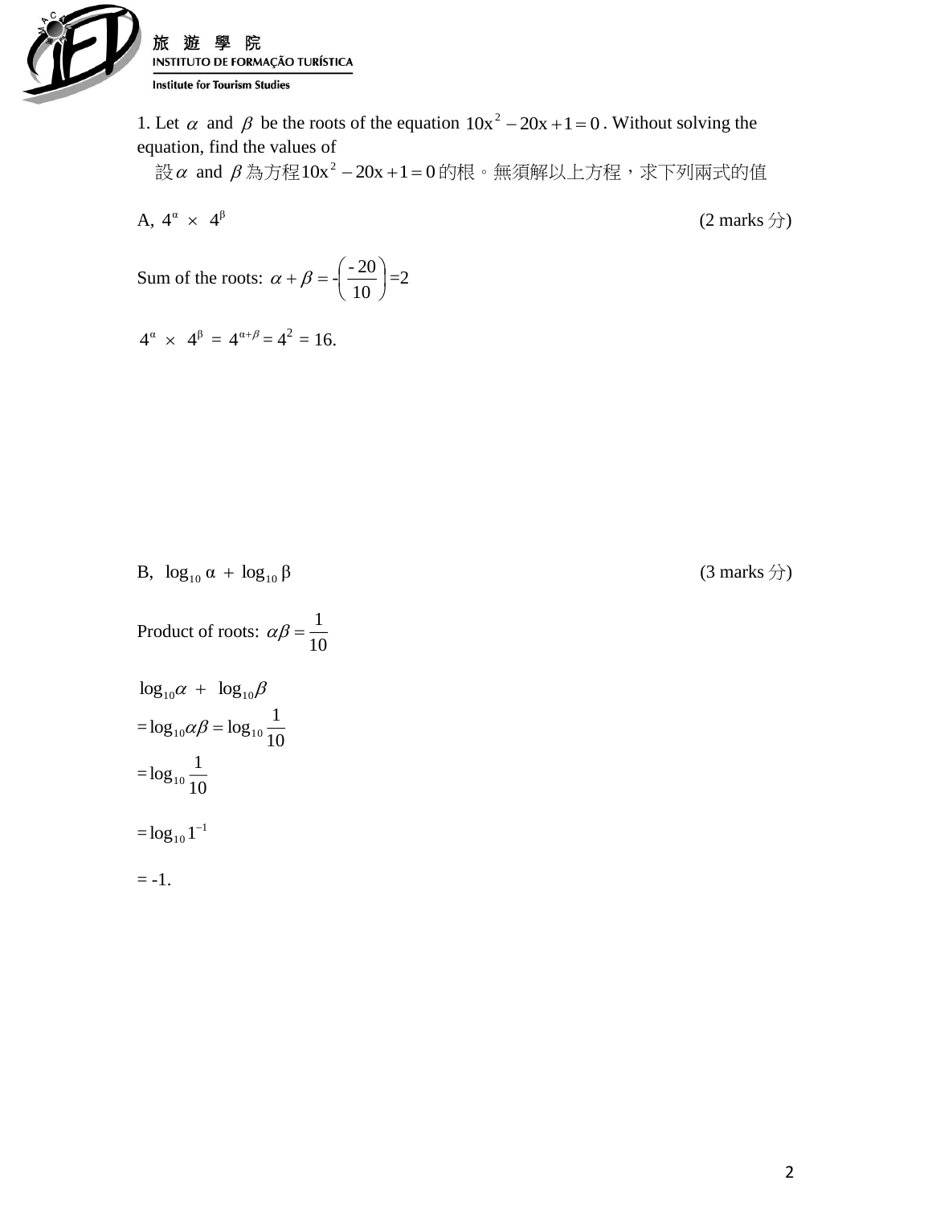1. Let $\alpha$ and $\beta$ be the roots of the equation $10x^2 - 20x + 1 = 0$. Without solving the equation, find the values of

設$\alpha$ and $\beta$為方程$10x^2 - 20x + 1 = 0$的根。無須解以上方程，求下列兩式的值

A, $4^{\alpha} \times 4^{\beta}$ (2 marks 分)

Sum of the roots: $\alpha + \beta = -\left(\frac{-20}{10}\right) = 2$

$4^{\alpha} \times 4^{\beta} = 4^{\alpha+\beta} = 4^2 = 16.$

B, $\log_{10} \alpha + \log_{10} \beta$ (3 marks 分)

Product of roots: $\alpha\beta = \frac{1}{10}$

$\log_{10}\alpha + \log_{10}\beta$

$= \log_{10}\alpha\beta = \log_{10}\frac{1}{10}$

$= \log_{10}\frac{1}{10}$

$= \log_{10} 1^{-1}$

$= -1.$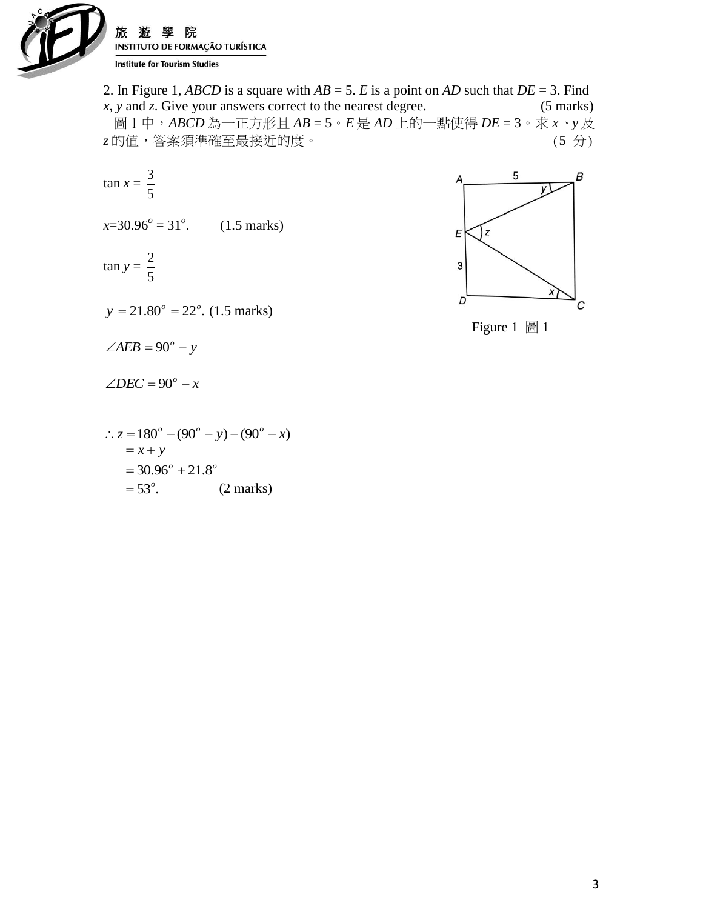2. In Figure 1, *ABCD* is a square with *AB* = 5. *E* is a point on *AD* such that *DE* = 3. Find *x*, *y* and *z*. Give your answers correct to the nearest degree. (5 marks)

圖 1 中，*ABCD* 為一正方形且 *AB* = 5。*E* 是 *AD* 上的一點使得 *DE* = 3。求 *x*、*y* 及 *z* 的值，答案須準確至最接近的度。 (5 分)

$\tan x = \dfrac{3}{5}$

$x = 30.96^o = 31^o$. (1.5 marks)

$\tan y = \dfrac{2}{5}$

$y = 21.80^o = 22^o$. (1.5 marks)

$\angle AEB = 90^o - y$

$\angle DEC = 90^o - x$

$$\begin{aligned}\therefore z &= 180^o - (90^o - y) - (90^o - x) \\ &= x + y \\ &= 30.96^o + 21.8^o \\ &= 53^o.\end{aligned}$$ (2 marks)

Figure 1 圖 1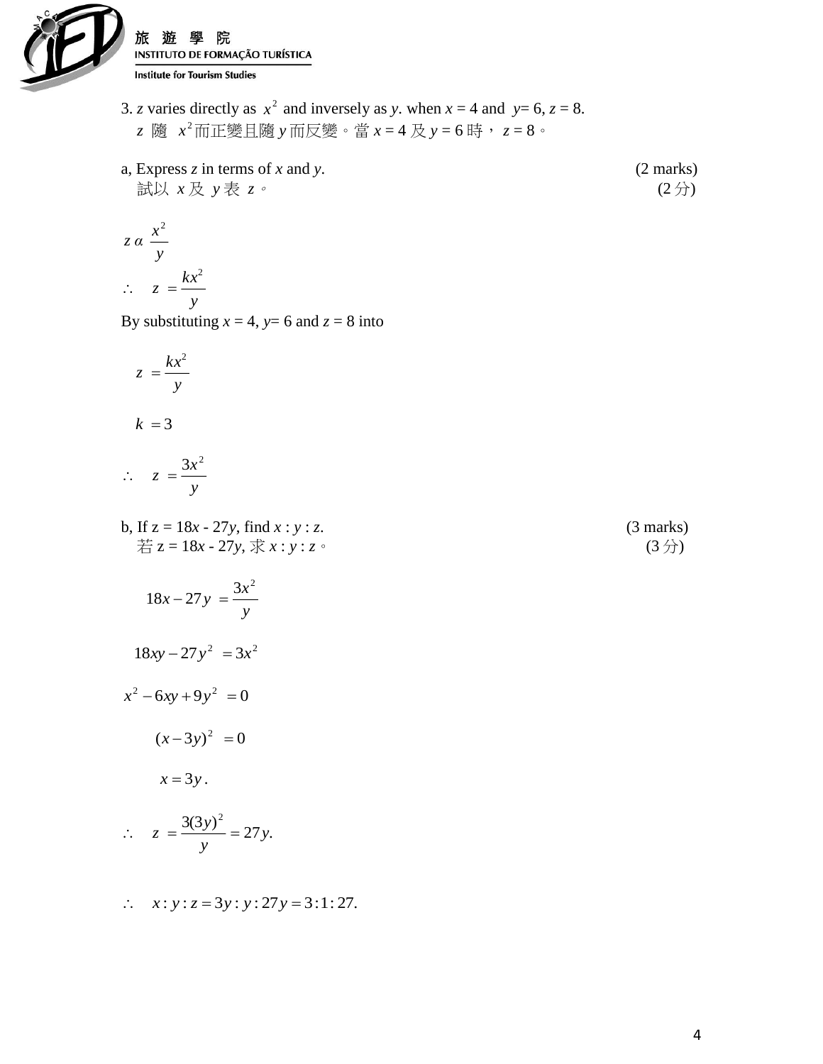3. $z$ varies directly as $x^2$ and inversely as $y$. when $x = 4$ and $y= 6$, $z = 8$.
$z$ 隨 $x^2$而正變且隨 $y$ 而反變。當 $x = 4$ 及 $y = 6$ 時， $z = 8$。

a, Express $z$ in terms of $x$ and $y$. (2 marks)
試以 $x$ 及 $y$ 表 $z$。 (2 分)

$$z \alpha \frac{x^2}{y}$$

$$\therefore \quad z = \frac{kx^2}{y}$$

By substituting $x = 4$, $y= 6$ and $z = 8$ into

$$z = \frac{kx^2}{y}$$

$$k = 3$$

$$\therefore \quad z = \frac{3x^2}{y}$$

b, If z = 18$x$ - 27$y$, find $x : y : z$. (3 marks)
若 z = 18$x$ - 27$y$, 求 $x : y : z$。 (3 分)

$$18x - 27y = \frac{3x^2}{y}$$

$$18xy - 27y^2 = 3x^2$$

$$x^2 - 6xy + 9y^2 = 0$$

$$(x - 3y)^2 = 0$$

$$x = 3y.$$

$$\therefore \quad z = \frac{3(3y)^2}{y} = 27y.$$

$$\therefore \quad x : y : z = 3y : y : 27y = 3 : 1 : 27.$$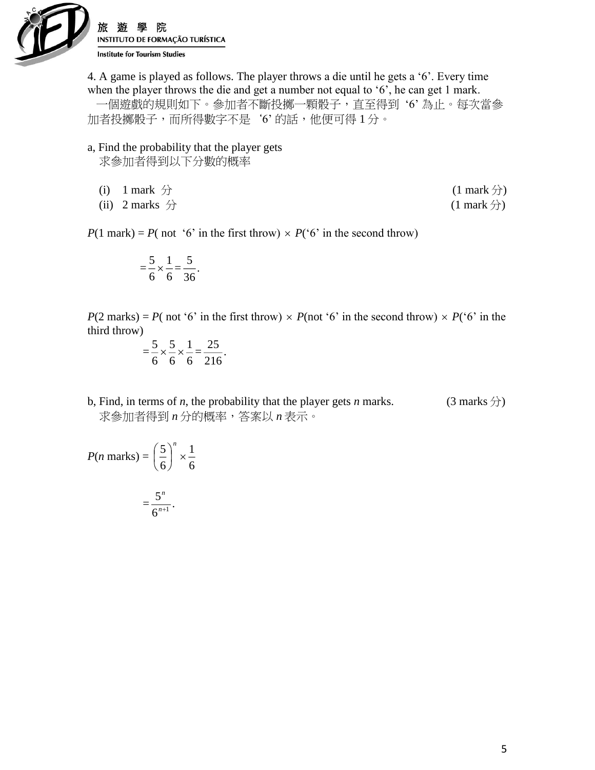4. A game is played as follows. The player throws a die until he gets a '6'. Every time when the player throws the die and get a number not equal to '6', he can get 1 mark.
一個遊戲的規則如下。參加者不斷投擲一顆骰子，直至得到 '6' 為止。每次當參加者投擲骰子，而所得數字不是 '6' 的話，他便可得 1 分。

a, Find the probability that the player gets
求參加者得到以下分數的概率

(i) 1 mark 分 (1 mark 分)
(ii) 2 marks 分 (1 mark 分)

$P$(1 mark) = $P$( not '6' in the first throw) $\times$ $P$('6' in the second throw)

$$= \frac{5}{6} \times \frac{1}{6} = \frac{5}{36}.$$

$P$(2 marks) = $P$( not '6' in the first throw) $\times$ $P$(not '6' in the second throw) $\times$ $P$('6' in the third throw)

$$= \frac{5}{6} \times \frac{5}{6} \times \frac{1}{6} = \frac{25}{216}.$$

b, Find, in terms of $n$, the probability that the player gets $n$ marks. (3 marks 分)
求參加者得到 $n$ 分的概率，答案以 $n$ 表示。

$$P(n \text{ marks}) = \left(\frac{5}{6}\right)^n \times \frac{1}{6}$$

$$= \frac{5^n}{6^{n+1}}.$$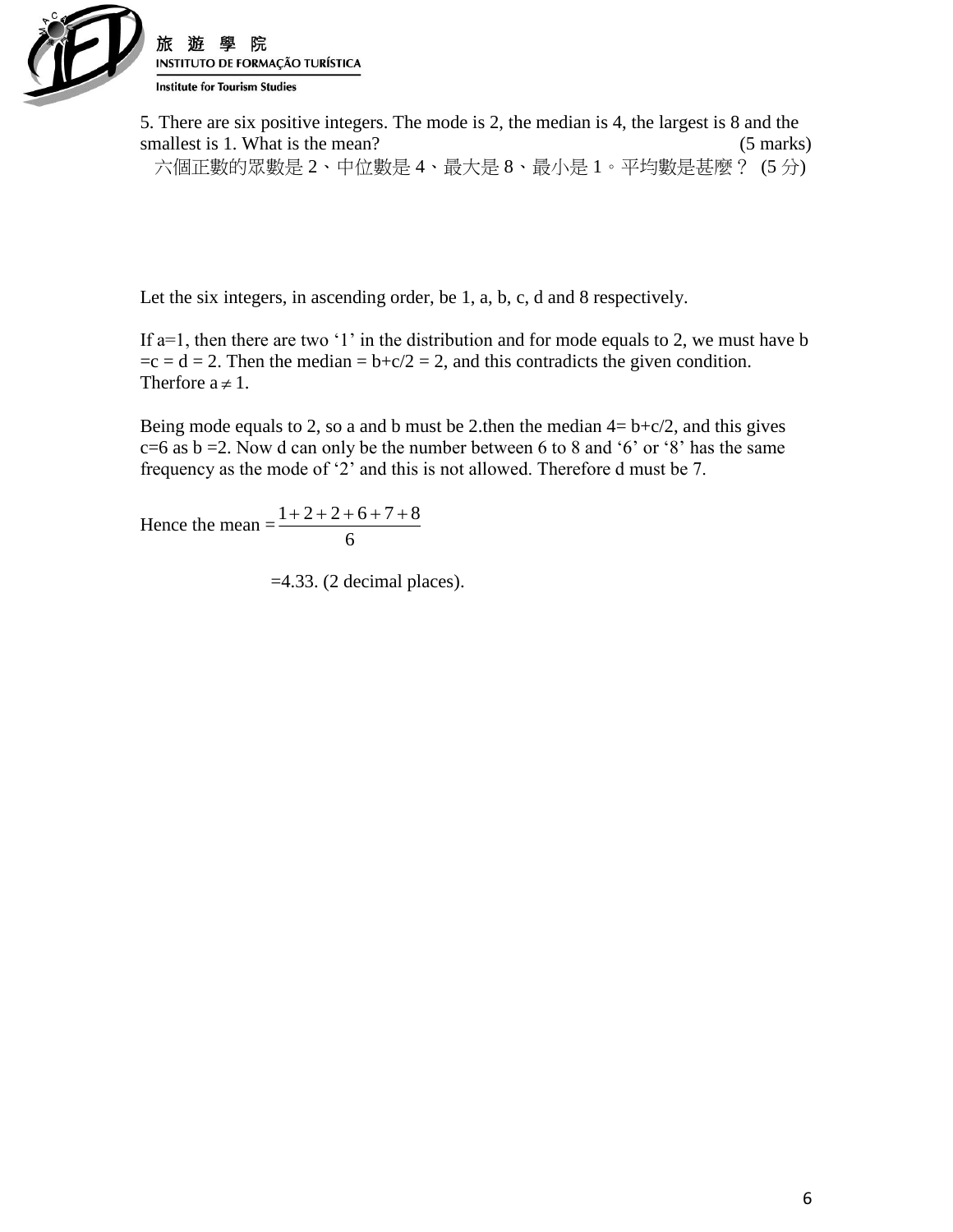5. There are six positive integers. The mode is 2, the median is 4, the largest is 8 and the smallest is 1. What is the mean? (5 marks)

六個正數的眾數是 2、中位數是 4、最大是 8、最小是 1。平均數是甚麼？ (5 分)

Let the six integers, in ascending order, be 1, a, b, c, d and 8 respectively.

If a=1, then there are two '1' in the distribution and for mode equals to 2, we must have b =c = d = 2. Then the median = b+c/2 = 2, and this contradicts the given condition. Therfore $a \neq 1$.

Being mode equals to 2, so a and b must be 2.then the median 4= b+c/2, and this gives c=6 as b =2. Now d can only be the number between 6 to 8 and '6' or '8' has the same frequency as the mode of '2' and this is not allowed. Therefore d must be 7.

Hence the mean $= \dfrac{1+2+2+6+7+8}{6}$

=4.33. (2 decimal places).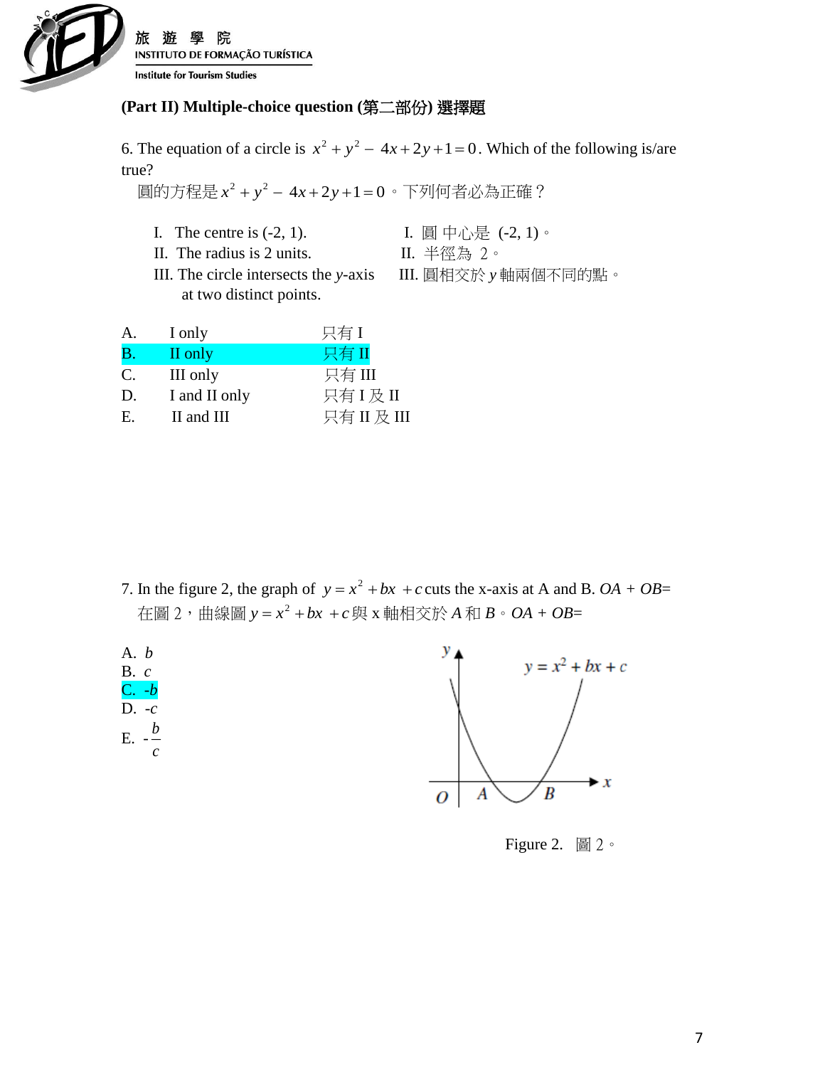**(Part II) Multiple-choice question (第二部份) 選擇題**

6. The equation of a circle is $x^2 + y^2 - 4x + 2y + 1 = 0$. Which of the following is/are true?
圓的方程是 $x^2 + y^2 - 4x + 2y + 1 = 0$。下列何者必為正確？

I. The centre is (-2, 1). I. 圓 中心是 (-2, 1)。
II. The radius is 2 units. II. 半徑為 2。
III. The circle intersects the $y$-axis at two distinct points. III. 圓相交於 $y$ 軸兩個不同的點。

| | | |
|---|---|---|
| A. | I only | 只有 I |
| B. | II only | 只有 II |
| C. | III only | 只有 III |
| D. | I and II only | 只有 I 及 II |
| E. | II and III | 只有 II 及 III |

7. In the figure 2, the graph of $y = x^2 + bx + c$ cuts the x-axis at A and B. $OA + OB$=
在圖 2，曲線圖 $y = x^2 + bx + c$ 與 x 軸相交於 $A$ 和 $B$。$OA + OB$=

A. $b$
B. $c$
C. $-b$
D. $-c$
E. $-\frac{b}{c}$

Figure 2. 圖 2。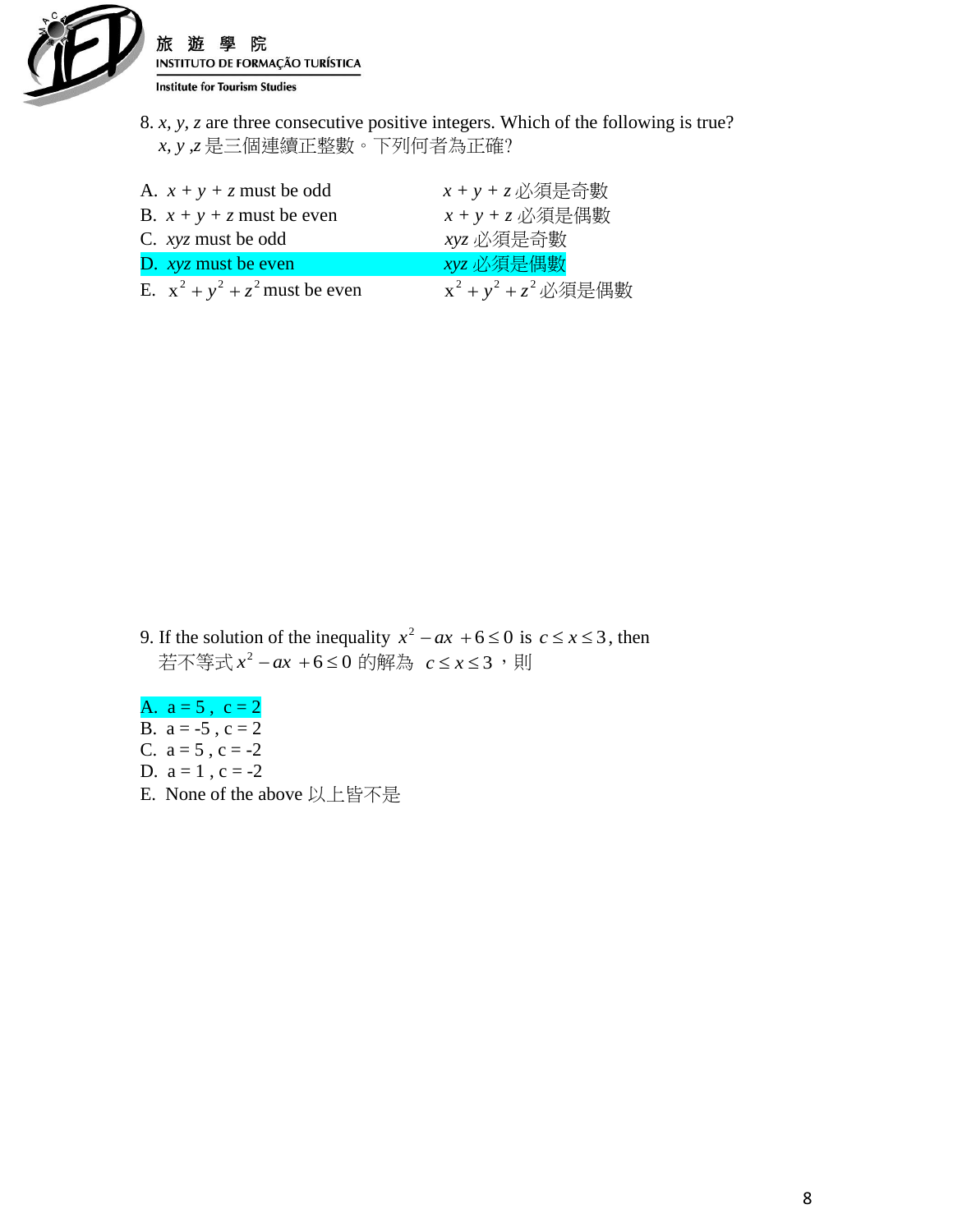8. $x$, $y$, $z$ are three consecutive positive integers. Which of the following is true?
$x$, $y$ ,$z$ 是三個連續正整數。下列何者為正確?

A. $x + y + z$ must be odd　　$x + y + z$ 必須是奇數
B. $x + y + z$ must be even　　$x + y + z$ 必須是偶數
C. $xyz$ must be odd　　$xyz$ 必須是奇數
D. $xyz$ must be even　　$xyz$ 必須是偶數
E. $x^2 + y^2 + z^2$ must be even　　$x^2 + y^2 + z^2$ 必須是偶數

9. If the solution of the inequality $x^2 - ax + 6 \le 0$ is $c \le x \le 3$, then
若不等式 $x^2 - ax + 6 \le 0$ 的解為 $c \le x \le 3$，則

A. a = 5 , c = 2
B. a = -5 , c = 2
C. a = 5 , c = -2
D. a = 1 , c = -2
E. None of the above 以上皆不是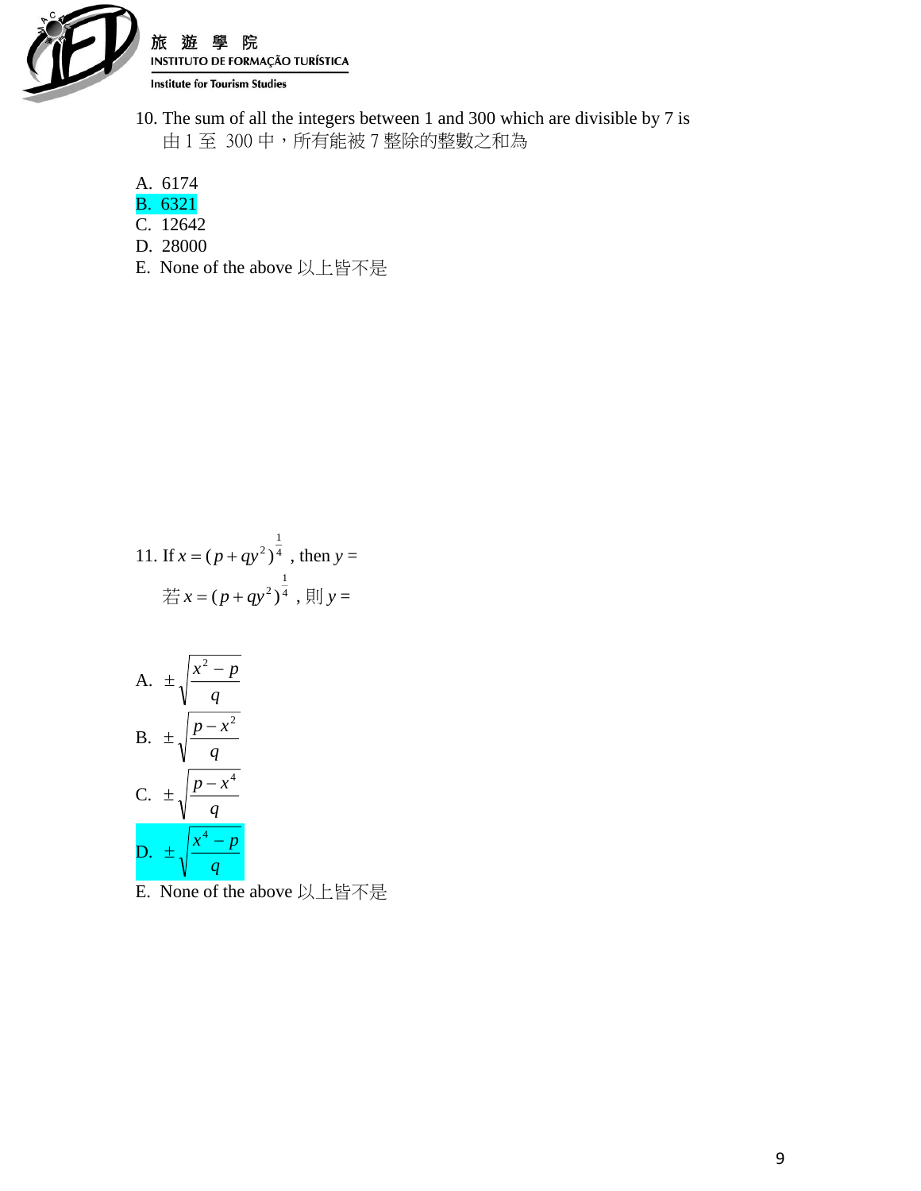10. The sum of all the integers between 1 and 300 which are divisible by 7 is
由 1 至 300 中，所有能被 7 整除的整數之和為

A. 6174
B. 6321
C. 12642
D. 28000
E. None of the above 以上皆不是

11. If $x = (p + qy^2)^{\frac{1}{4}}$ , then $y =$
若 $x = (p + qy^2)^{\frac{1}{4}}$ , 則 $y =$

A. $\pm\sqrt{\dfrac{x^2 - p}{q}}$
B. $\pm\sqrt{\dfrac{p - x^2}{q}}$
C. $\pm\sqrt{\dfrac{p - x^4}{q}}$
D. $\pm\sqrt{\dfrac{x^4 - p}{q}}$
E. None of the above 以上皆不是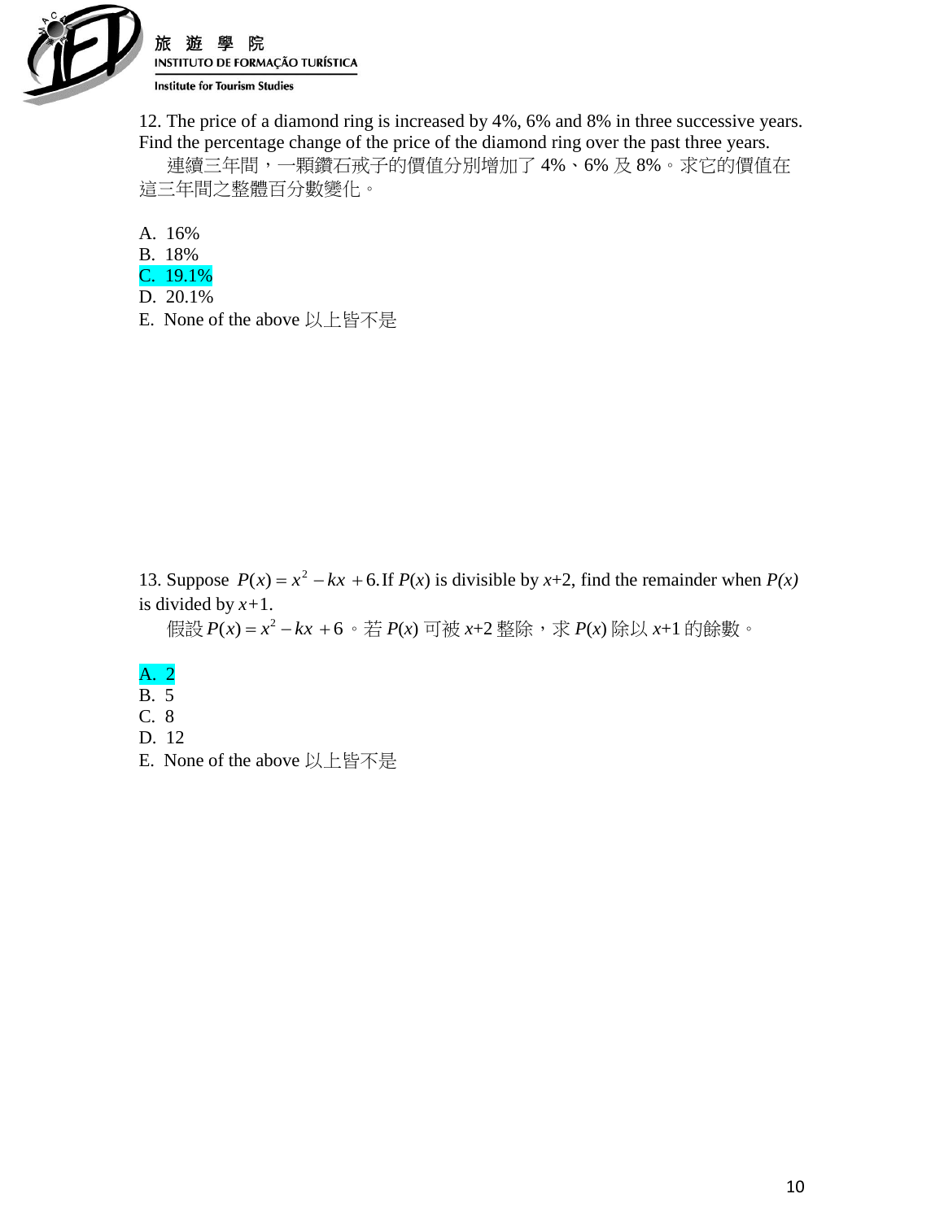12. The price of a diamond ring is increased by 4%, 6% and 8% in three successive years. Find the percentage change of the price of the diamond ring over the past three years.

　連續三年間，一顆鑽石戒子的價值分別增加了 4%、6% 及 8%。求它的價值在這三年間之整體百分數變化。

A. 16%
B. 18%
C. 19.1%
D. 20.1%
E. None of the above 以上皆不是

13. Suppose $P(x) = x^2 - kx + 6$. If $P(x)$ is divisible by $x+2$, find the remainder when $P(x)$ is divided by $x+1$.

　假設 $P(x) = x^2 - kx + 6$。若 $P(x)$ 可被 $x+2$ 整除，求 $P(x)$ 除以 $x+1$ 的餘數。

A. 2
B. 5
C. 8
D. 12
E. None of the above 以上皆不是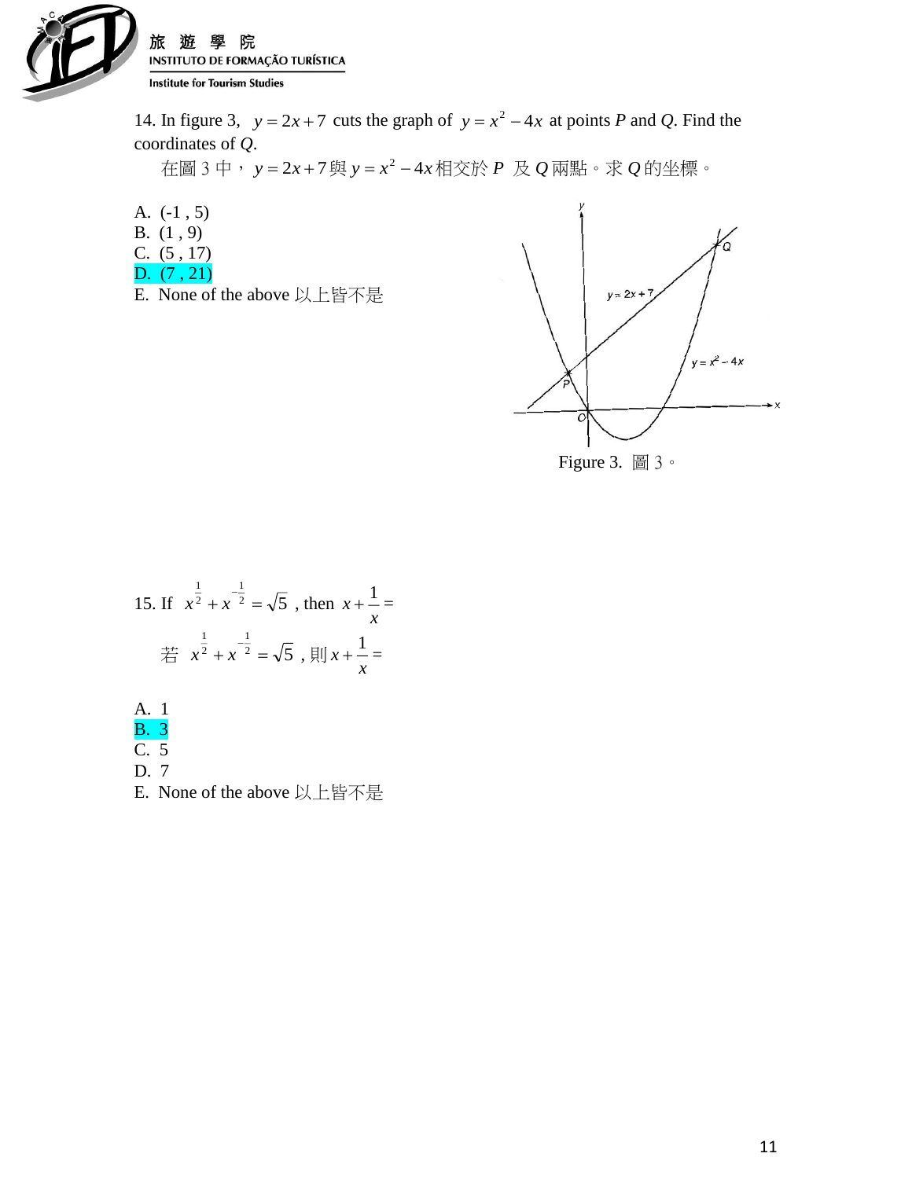14. In figure 3, $y = 2x + 7$ cuts the graph of $y = x^2 - 4x$ at points *P* and *Q*. Find the coordinates of *Q*.

在圖 3 中，$y = 2x + 7$與$y = x^2 - 4x$相交於 *P* 及 *Q* 兩點。求 *Q* 的坐標。

A. (-1 , 5)
B. (1 , 9)
C. (5 , 17)
D. (7 , 21)
E. None of the above 以上皆不是

Figure 3. 圖 3。

15. If $x^{\frac{1}{2}} + x^{-\frac{1}{2}} = \sqrt{5}$ , then $x + \frac{1}{x} =$

若 $x^{\frac{1}{2}} + x^{-\frac{1}{2}} = \sqrt{5}$ , 則 $x + \frac{1}{x} =$

A. 1
B. 3
C. 5
D. 7
E. None of the above 以上皆不是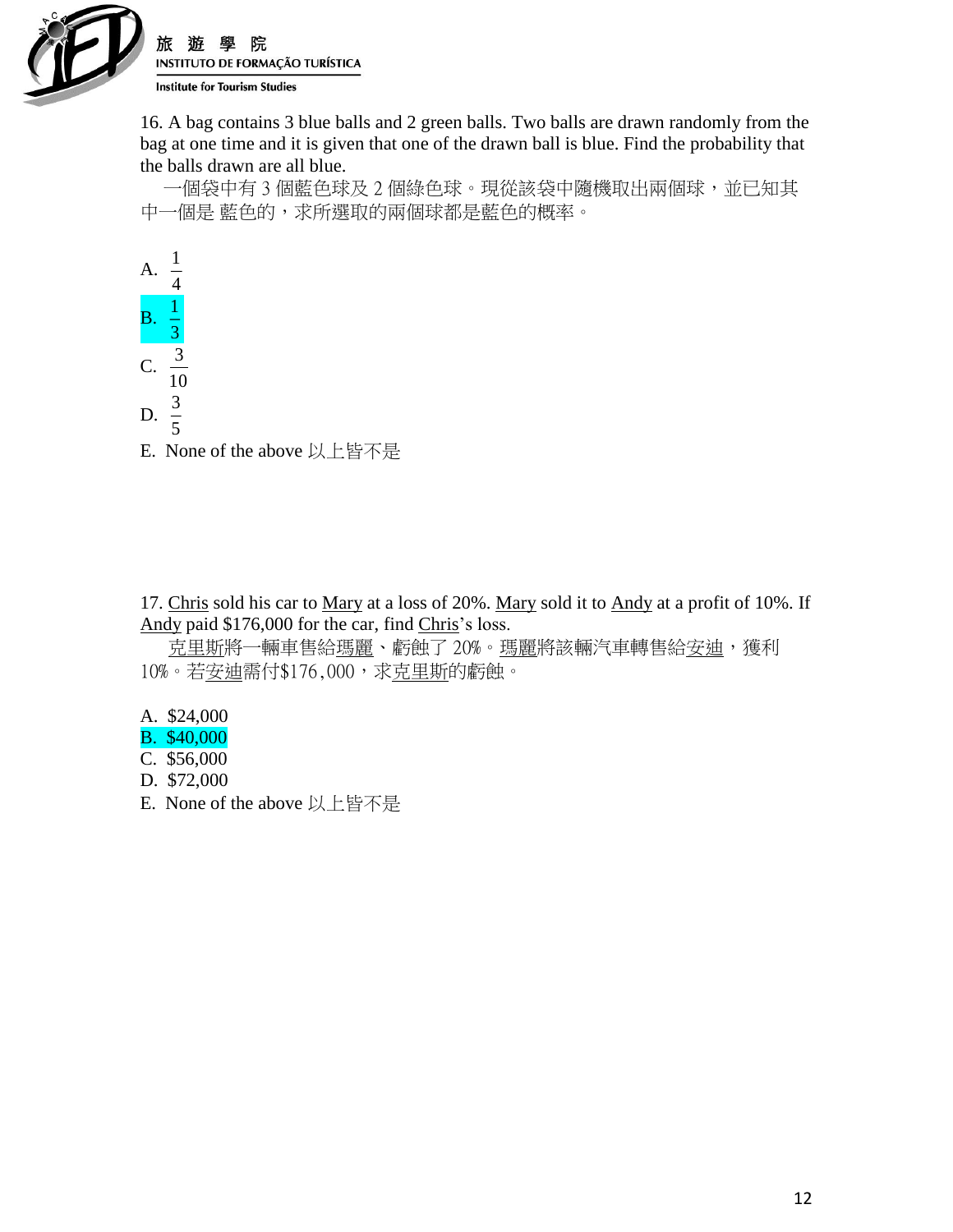16. A bag contains 3 blue balls and 2 green balls. Two balls are drawn randomly from the bag at one time and it is given that one of the drawn ball is blue. Find the probability that the balls drawn are all blue.

一個袋中有 3 個藍色球及 2 個綠色球。現從該袋中隨機取出兩個球，並已知其中一個是 藍色的，求所選取的兩個球都是藍色的概率。

A. $\frac{1}{4}$

B. $\frac{1}{3}$

C. $\frac{3}{10}$

D. $\frac{3}{5}$

E. None of the above 以上皆不是

17. Chris sold his car to Mary at a loss of 20%. Mary sold it to Andy at a profit of 10%. If Andy paid $176,000 for the car, find Chris's loss.

克里斯將一輛車售給瑪麗、虧蝕了 20%。瑪麗將該輛汽車轉售給安迪，獲利 10%。若安迪需付$176,000，求克里斯的虧蝕。

A. $24,000

B. $40,000

C. $56,000

D. $72,000

E. None of the above 以上皆不是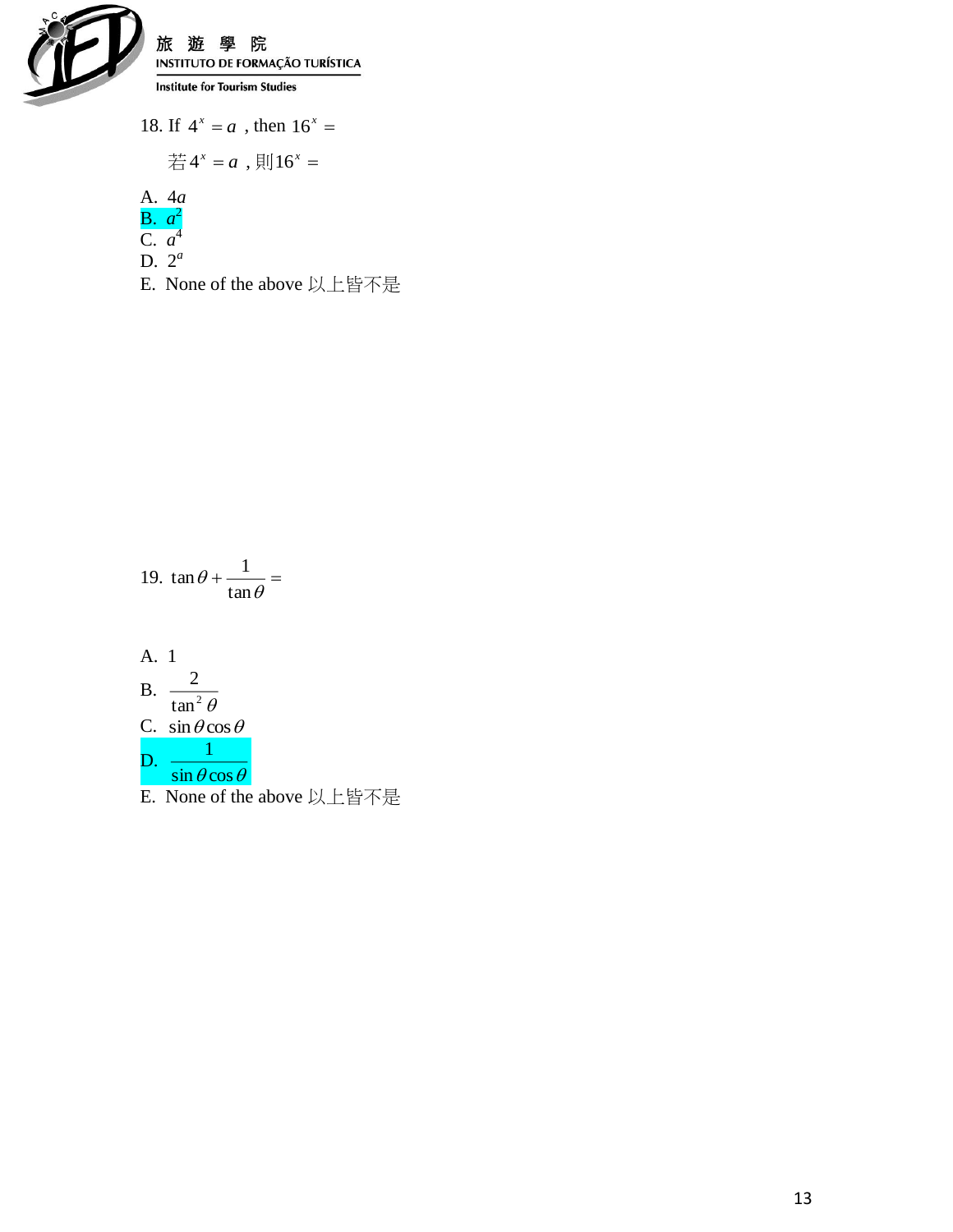18. If $4^x = a$ , then $16^x =$

若$4^x = a$ , 則$16^x =$

A. $4a$
B. $a^2$
C. $a^4$
D. $2^a$
E. None of the above 以上皆不是

19. $\tan\theta + \dfrac{1}{\tan\theta} =$

A. 1
B. $\dfrac{2}{\tan^2\theta}$
C. $\sin\theta\cos\theta$
D. $\dfrac{1}{\sin\theta\cos\theta}$
E. None of the above 以上皆不是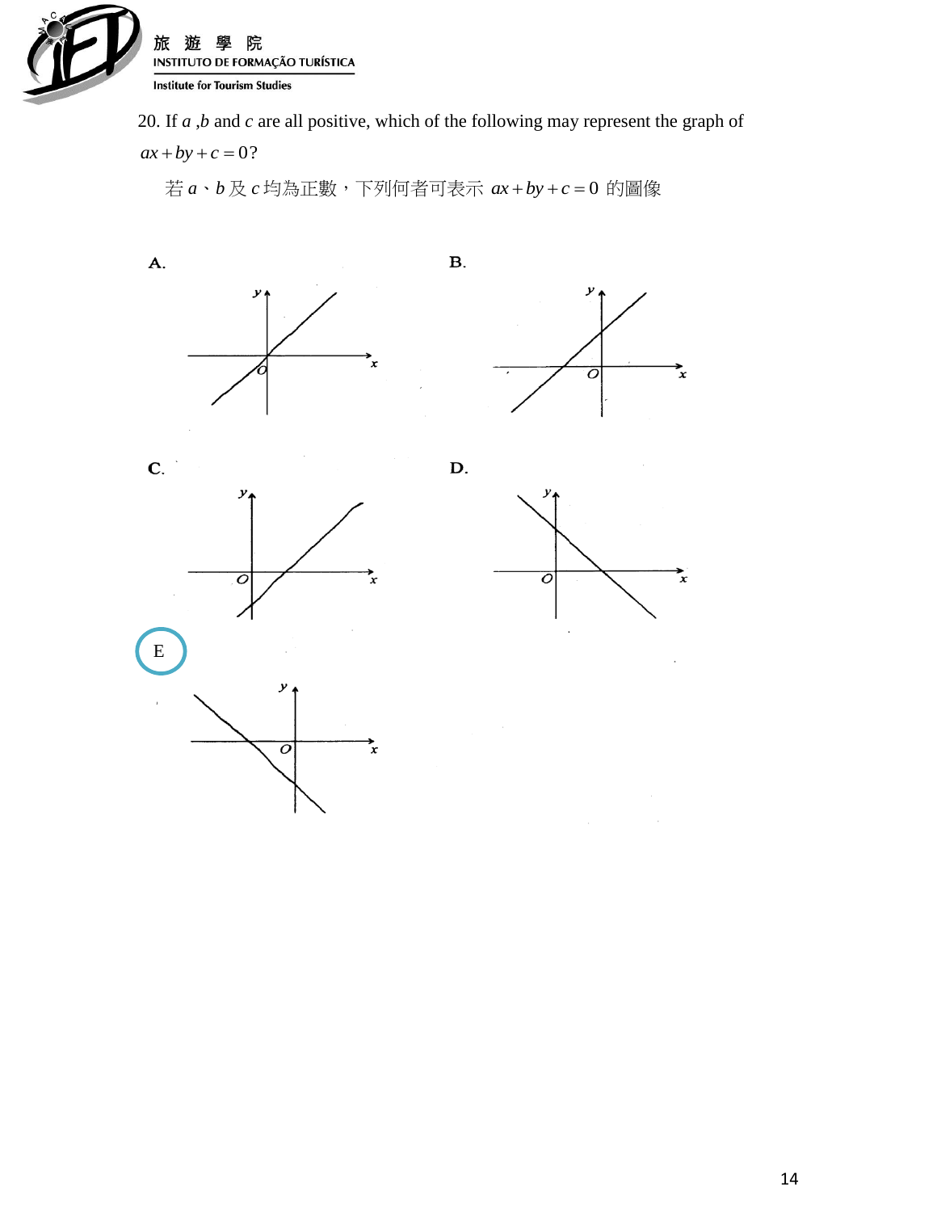20. If $a$ ,$b$ and $c$ are all positive, which of the following may represent the graph of $ax + by + c = 0$?

若 $a$、$b$ 及 $c$ 均為正數，下列何者可表示 $ax + by + c = 0$ 的圖像

A.

y

O

x

B.

y

O

x

C.

y

O

x

D.

y

O

x

E

y

O

x